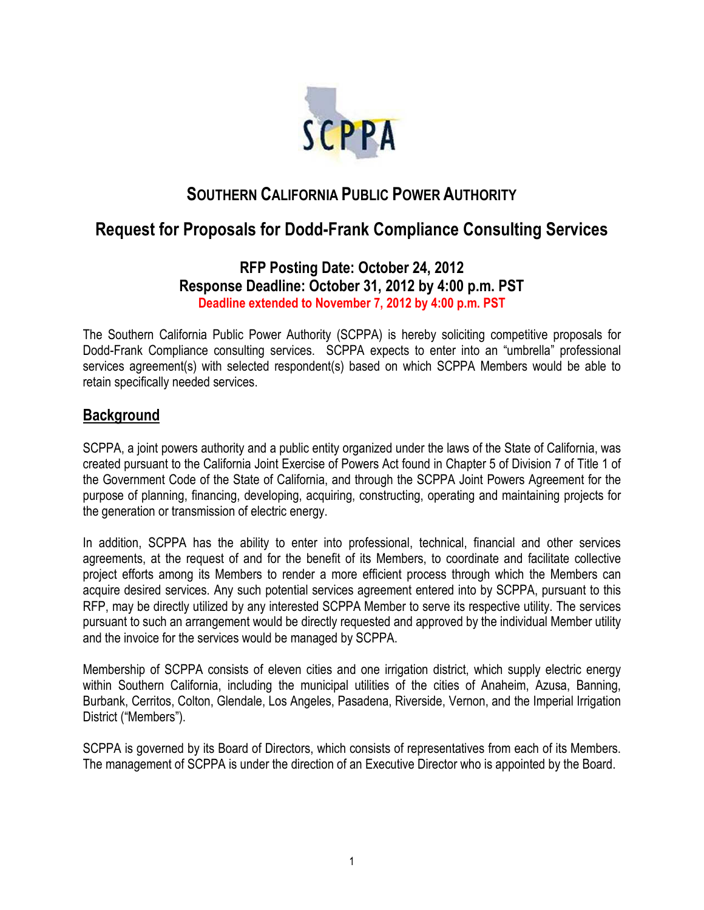# SOUTHERN CALIFORNIA PUBLIC POWER AUTHORITY

## Request for Proposals for Dodd-Frank Compliance Consulting Services

### RFP Posting Date: October 24, 2012
### Response Deadline: October 31, 2012 by 4:00 p.m. PST
**Deadline extended to November 7, 2012 by 4:00 p.m. PST**

The Southern California Public Power Authority (SCPPA) is hereby soliciting competitive proposals for Dodd-Frank Compliance consulting services. SCPPA expects to enter into an "umbrella" professional services agreement(s) with selected respondent(s) based on which SCPPA Members would be able to retain specifically needed services.

## Background

SCPPA, a joint powers authority and a public entity organized under the laws of the State of California, was created pursuant to the California Joint Exercise of Powers Act found in Chapter 5 of Division 7 of Title 1 of the Government Code of the State of California, and through the SCPPA Joint Powers Agreement for the purpose of planning, financing, developing, acquiring, constructing, operating and maintaining projects for the generation or transmission of electric energy.

In addition, SCPPA has the ability to enter into professional, technical, financial and other services agreements, at the request of and for the benefit of its Members, to coordinate and facilitate collective project efforts among its Members to render a more efficient process through which the Members can acquire desired services. Any such potential services agreement entered into by SCPPA, pursuant to this RFP, may be directly utilized by any interested SCPPA Member to serve its respective utility. The services pursuant to such an arrangement would be directly requested and approved by the individual Member utility and the invoice for the services would be managed by SCPPA.

Membership of SCPPA consists of eleven cities and one irrigation district, which supply electric energy within Southern California, including the municipal utilities of the cities of Anaheim, Azusa, Banning, Burbank, Cerritos, Colton, Glendale, Los Angeles, Pasadena, Riverside, Vernon, and the Imperial Irrigation District ("Members").

SCPPA is governed by its Board of Directors, which consists of representatives from each of its Members. The management of SCPPA is under the direction of an Executive Director who is appointed by the Board.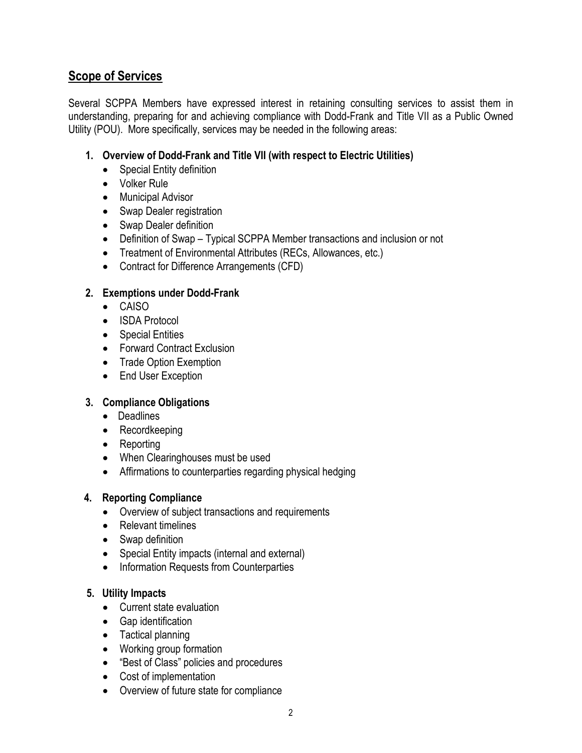## Scope of Services

Several SCPPA Members have expressed interest in retaining consulting services to assist them in understanding, preparing for and achieving compliance with Dodd-Frank and Title VII as a Public Owned Utility (POU). More specifically, services may be needed in the following areas:

1. **Overview of Dodd-Frank and Title VII (with respect to Electric Utilities)**
   - Special Entity definition
   - Volker Rule
   - Municipal Advisor
   - Swap Dealer registration
   - Swap Dealer definition
   - Definition of Swap – Typical SCPPA Member transactions and inclusion or not
   - Treatment of Environmental Attributes (RECs, Allowances, etc.)
   - Contract for Difference Arrangements (CFD)

2. **Exemptions under Dodd-Frank**
   - CAISO
   - ISDA Protocol
   - Special Entities
   - Forward Contract Exclusion
   - Trade Option Exemption
   - End User Exception

3. **Compliance Obligations**
   - Deadlines
   - Recordkeeping
   - Reporting
   - When Clearinghouses must be used
   - Affirmations to counterparties regarding physical hedging

4. **Reporting Compliance**
   - Overview of subject transactions and requirements
   - Relevant timelines
   - Swap definition
   - Special Entity impacts (internal and external)
   - Information Requests from Counterparties

5. **Utility Impacts**
   - Current state evaluation
   - Gap identification
   - Tactical planning
   - Working group formation
   - "Best of Class" policies and procedures
   - Cost of implementation
   - Overview of future state for compliance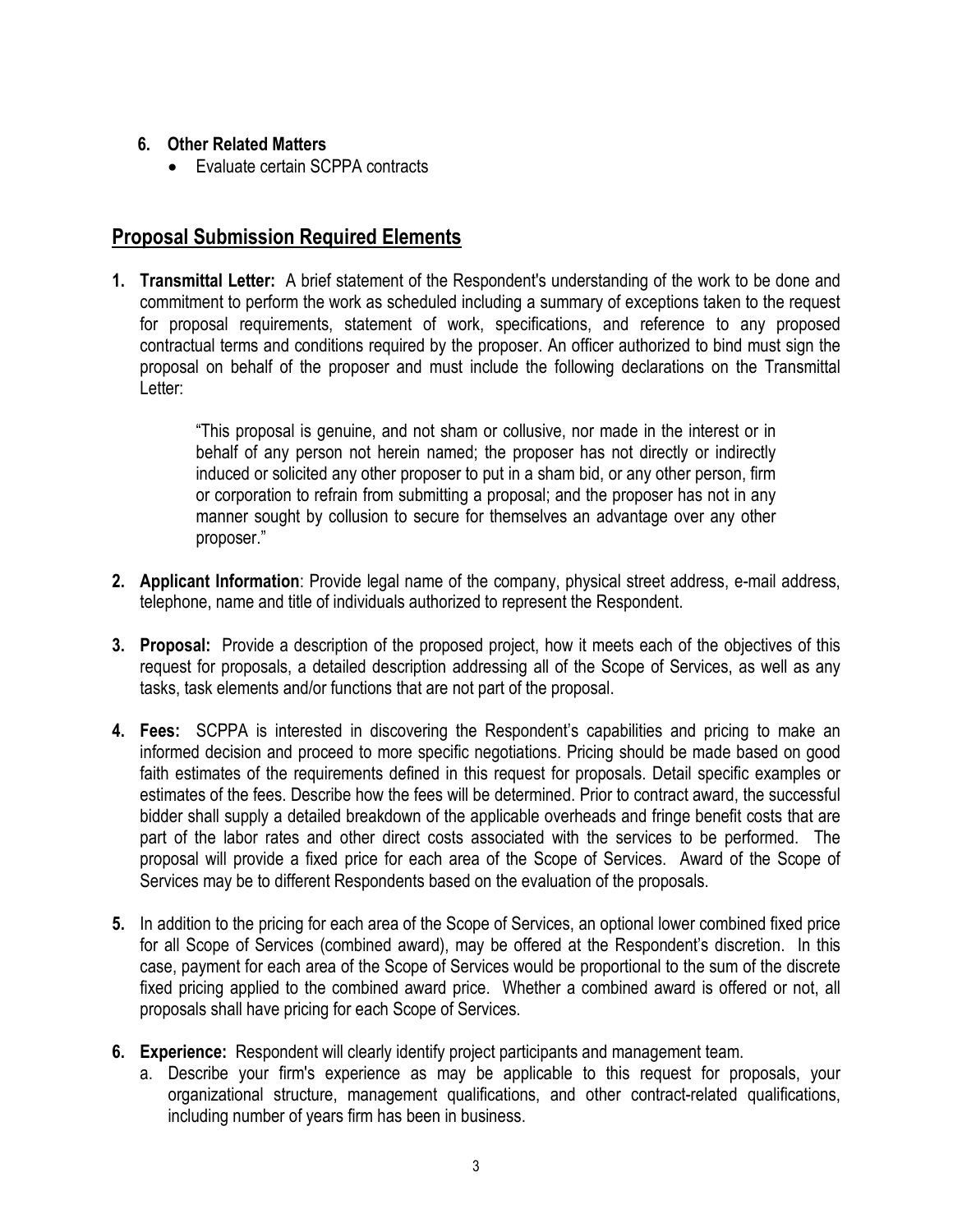6. **Other Related Matters**
   - Evaluate certain SCPPA contracts

## Proposal Submission Required Elements

1. **Transmittal Letter:** A brief statement of the Respondent's understanding of the work to be done and commitment to perform the work as scheduled including a summary of exceptions taken to the request for proposal requirements, statement of work, specifications, and reference to any proposed contractual terms and conditions required by the proposer. An officer authorized to bind must sign the proposal on behalf of the proposer and must include the following declarations on the Transmittal Letter:

   > "This proposal is genuine, and not sham or collusive, nor made in the interest or in behalf of any person not herein named; the proposer has not directly or indirectly induced or solicited any other proposer to put in a sham bid, or any other person, firm or corporation to refrain from submitting a proposal; and the proposer has not in any manner sought by collusion to secure for themselves an advantage over any other proposer."

2. **Applicant Information**: Provide legal name of the company, physical street address, e-mail address, telephone, name and title of individuals authorized to represent the Respondent.

3. **Proposal:** Provide a description of the proposed project, how it meets each of the objectives of this request for proposals, a detailed description addressing all of the Scope of Services, as well as any tasks, task elements and/or functions that are not part of the proposal.

4. **Fees:** SCPPA is interested in discovering the Respondent's capabilities and pricing to make an informed decision and proceed to more specific negotiations. Pricing should be made based on good faith estimates of the requirements defined in this request for proposals. Detail specific examples or estimates of the fees. Describe how the fees will be determined. Prior to contract award, the successful bidder shall supply a detailed breakdown of the applicable overheads and fringe benefit costs that are part of the labor rates and other direct costs associated with the services to be performed. The proposal will provide a fixed price for each area of the Scope of Services. Award of the Scope of Services may be to different Respondents based on the evaluation of the proposals.

5. In addition to the pricing for each area of the Scope of Services, an optional lower combined fixed price for all Scope of Services (combined award), may be offered at the Respondent's discretion. In this case, payment for each area of the Scope of Services would be proportional to the sum of the discrete fixed pricing applied to the combined award price. Whether a combined award is offered or not, all proposals shall have pricing for each Scope of Services.

6. **Experience:** Respondent will clearly identify project participants and management team.
   a. Describe your firm's experience as may be applicable to this request for proposals, your organizational structure, management qualifications, and other contract-related qualifications, including number of years firm has been in business.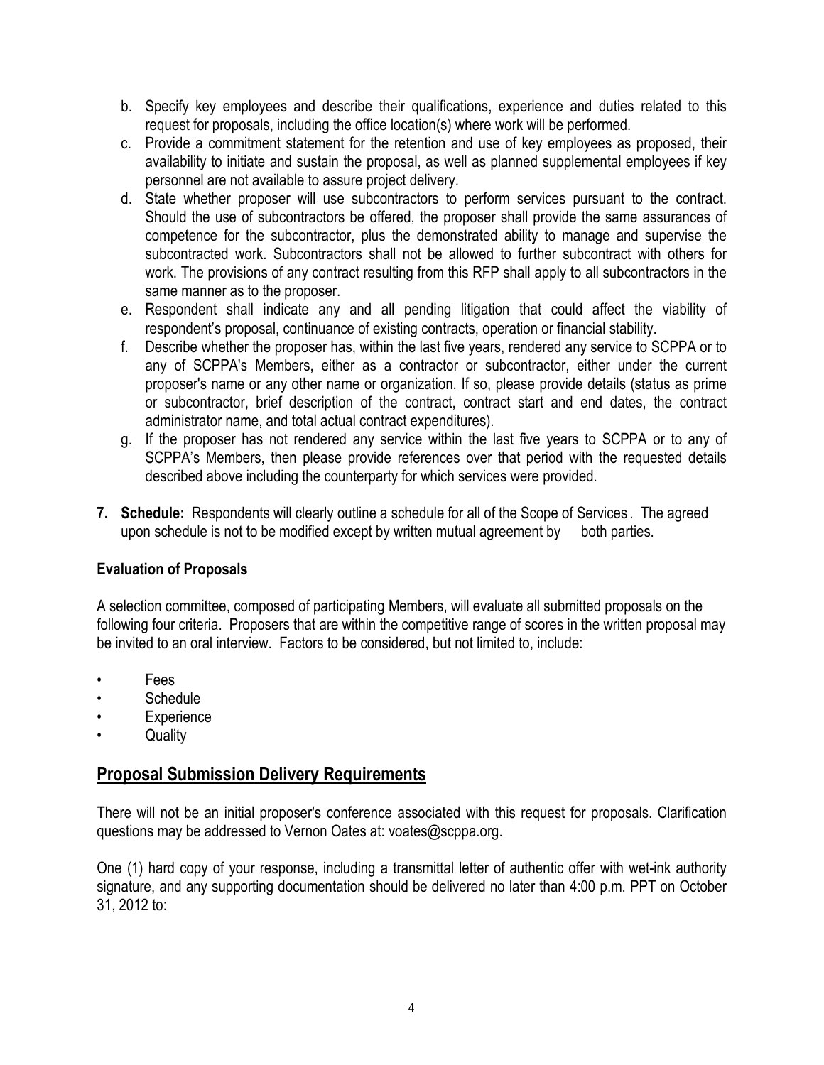b. Specify key employees and describe their qualifications, experience and duties related to this request for proposals, including the office location(s) where work will be performed.
c. Provide a commitment statement for the retention and use of key employees as proposed, their availability to initiate and sustain the proposal, as well as planned supplemental employees if key personnel are not available to assure project delivery.
d. State whether proposer will use subcontractors to perform services pursuant to the contract. Should the use of subcontractors be offered, the proposer shall provide the same assurances of competence for the subcontractor, plus the demonstrated ability to manage and supervise the subcontracted work. Subcontractors shall not be allowed to further subcontract with others for work. The provisions of any contract resulting from this RFP shall apply to all subcontractors in the same manner as to the proposer.
e. Respondent shall indicate any and all pending litigation that could affect the viability of respondent's proposal, continuance of existing contracts, operation or financial stability.
f. Describe whether the proposer has, within the last five years, rendered any service to SCPPA or to any of SCPPA's Members, either as a contractor or subcontractor, either under the current proposer's name or any other name or organization. If so, please provide details (status as prime or subcontractor, brief description of the contract, contract start and end dates, the contract administrator name, and total actual contract expenditures).
g. If the proposer has not rendered any service within the last five years to SCPPA or to any of SCPPA's Members, then please provide references over that period with the requested details described above including the counterparty for which services were provided.

7. **Schedule:** Respondents will clearly outline a schedule for all of the Scope of Services. The agreed upon schedule is not to be modified except by written mutual agreement by both parties.

**Evaluation of Proposals**

A selection committee, composed of participating Members, will evaluate all submitted proposals on the following four criteria. Proposers that are within the competitive range of scores in the written proposal may be invited to an oral interview. Factors to be considered, but not limited to, include:

- Fees
- Schedule
- Experience
- Quality

## Proposal Submission Delivery Requirements

There will not be an initial proposer's conference associated with this request for proposals. Clarification questions may be addressed to Vernon Oates at: voates@scppa.org.

One (1) hard copy of your response, including a transmittal letter of authentic offer with wet-ink authority signature, and any supporting documentation should be delivered no later than 4:00 p.m. PPT on October 31, 2012 to: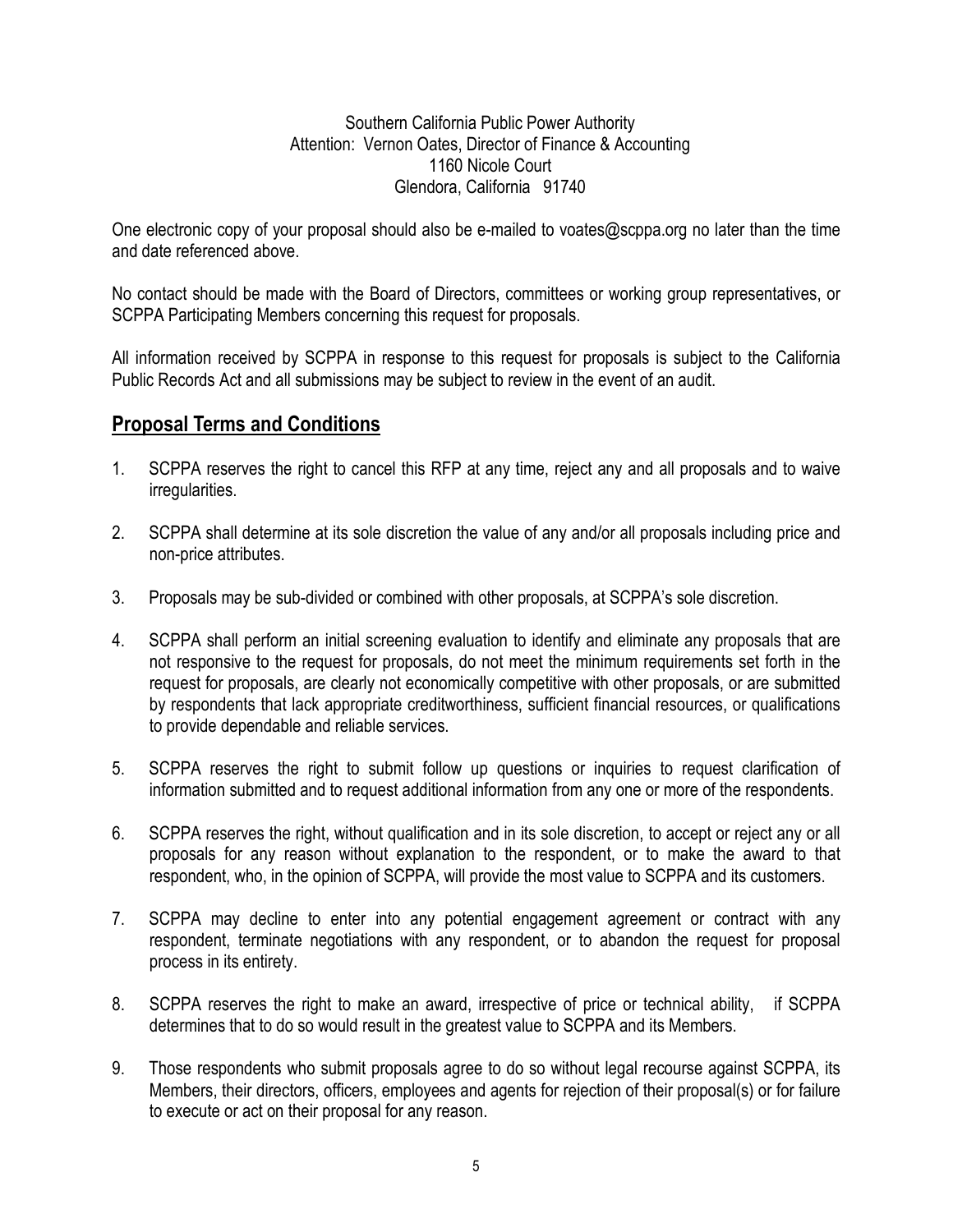Southern California Public Power Authority
Attention: Vernon Oates, Director of Finance & Accounting
1160 Nicole Court
Glendora, California 91740

One electronic copy of your proposal should also be e-mailed to voates@scppa.org no later than the time and date referenced above.

No contact should be made with the Board of Directors, committees or working group representatives, or SCPPA Participating Members concerning this request for proposals.

All information received by SCPPA in response to this request for proposals is subject to the California Public Records Act and all submissions may be subject to review in the event of an audit.

## Proposal Terms and Conditions

1. SCPPA reserves the right to cancel this RFP at any time, reject any and all proposals and to waive irregularities.

2. SCPPA shall determine at its sole discretion the value of any and/or all proposals including price and non-price attributes.

3. Proposals may be sub-divided or combined with other proposals, at SCPPA's sole discretion.

4. SCPPA shall perform an initial screening evaluation to identify and eliminate any proposals that are not responsive to the request for proposals, do not meet the minimum requirements set forth in the request for proposals, are clearly not economically competitive with other proposals, or are submitted by respondents that lack appropriate creditworthiness, sufficient financial resources, or qualifications to provide dependable and reliable services.

5. SCPPA reserves the right to submit follow up questions or inquiries to request clarification of information submitted and to request additional information from any one or more of the respondents.

6. SCPPA reserves the right, without qualification and in its sole discretion, to accept or reject any or all proposals for any reason without explanation to the respondent, or to make the award to that respondent, who, in the opinion of SCPPA, will provide the most value to SCPPA and its customers.

7. SCPPA may decline to enter into any potential engagement agreement or contract with any respondent, terminate negotiations with any respondent, or to abandon the request for proposal process in its entirety.

8. SCPPA reserves the right to make an award, irrespective of price or technical ability, if SCPPA determines that to do so would result in the greatest value to SCPPA and its Members.

9. Those respondents who submit proposals agree to do so without legal recourse against SCPPA, its Members, their directors, officers, employees and agents for rejection of their proposal(s) or for failure to execute or act on their proposal for any reason.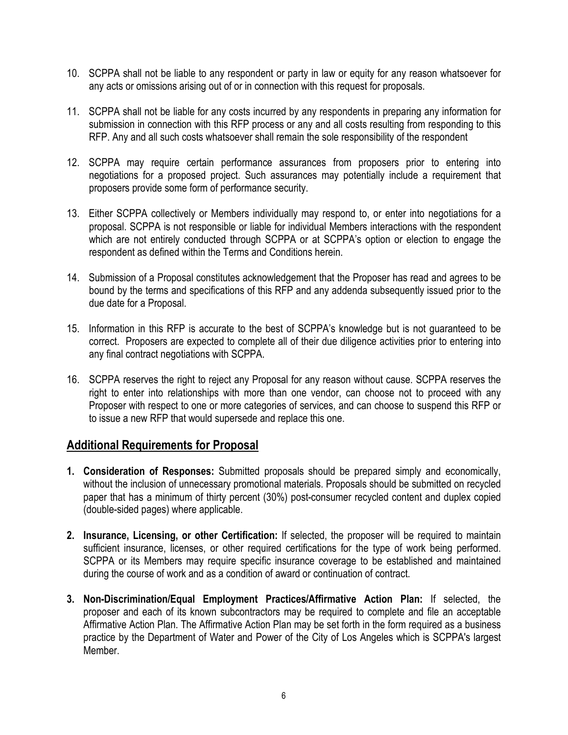10. SCPPA shall not be liable to any respondent or party in law or equity for any reason whatsoever for any acts or omissions arising out of or in connection with this request for proposals.

11. SCPPA shall not be liable for any costs incurred by any respondents in preparing any information for submission in connection with this RFP process or any and all costs resulting from responding to this RFP. Any and all such costs whatsoever shall remain the sole responsibility of the respondent

12. SCPPA may require certain performance assurances from proposers prior to entering into negotiations for a proposed project. Such assurances may potentially include a requirement that proposers provide some form of performance security.

13. Either SCPPA collectively or Members individually may respond to, or enter into negotiations for a proposal. SCPPA is not responsible or liable for individual Members interactions with the respondent which are not entirely conducted through SCPPA or at SCPPA's option or election to engage the respondent as defined within the Terms and Conditions herein.

14. Submission of a Proposal constitutes acknowledgement that the Proposer has read and agrees to be bound by the terms and specifications of this RFP and any addenda subsequently issued prior to the due date for a Proposal.

15. Information in this RFP is accurate to the best of SCPPA's knowledge but is not guaranteed to be correct. Proposers are expected to complete all of their due diligence activities prior to entering into any final contract negotiations with SCPPA.

16. SCPPA reserves the right to reject any Proposal for any reason without cause. SCPPA reserves the right to enter into relationships with more than one vendor, can choose not to proceed with any Proposer with respect to one or more categories of services, and can choose to suspend this RFP or to issue a new RFP that would supersede and replace this one.

## Additional Requirements for Proposal

1. **Consideration of Responses:** Submitted proposals should be prepared simply and economically, without the inclusion of unnecessary promotional materials. Proposals should be submitted on recycled paper that has a minimum of thirty percent (30%) post-consumer recycled content and duplex copied (double-sided pages) where applicable.

2. **Insurance, Licensing, or other Certification:** If selected, the proposer will be required to maintain sufficient insurance, licenses, or other required certifications for the type of work being performed. SCPPA or its Members may require specific insurance coverage to be established and maintained during the course of work and as a condition of award or continuation of contract.

3. **Non-Discrimination/Equal Employment Practices/Affirmative Action Plan:** If selected, the proposer and each of its known subcontractors may be required to complete and file an acceptable Affirmative Action Plan. The Affirmative Action Plan may be set forth in the form required as a business practice by the Department of Water and Power of the City of Los Angeles which is SCPPA's largest Member.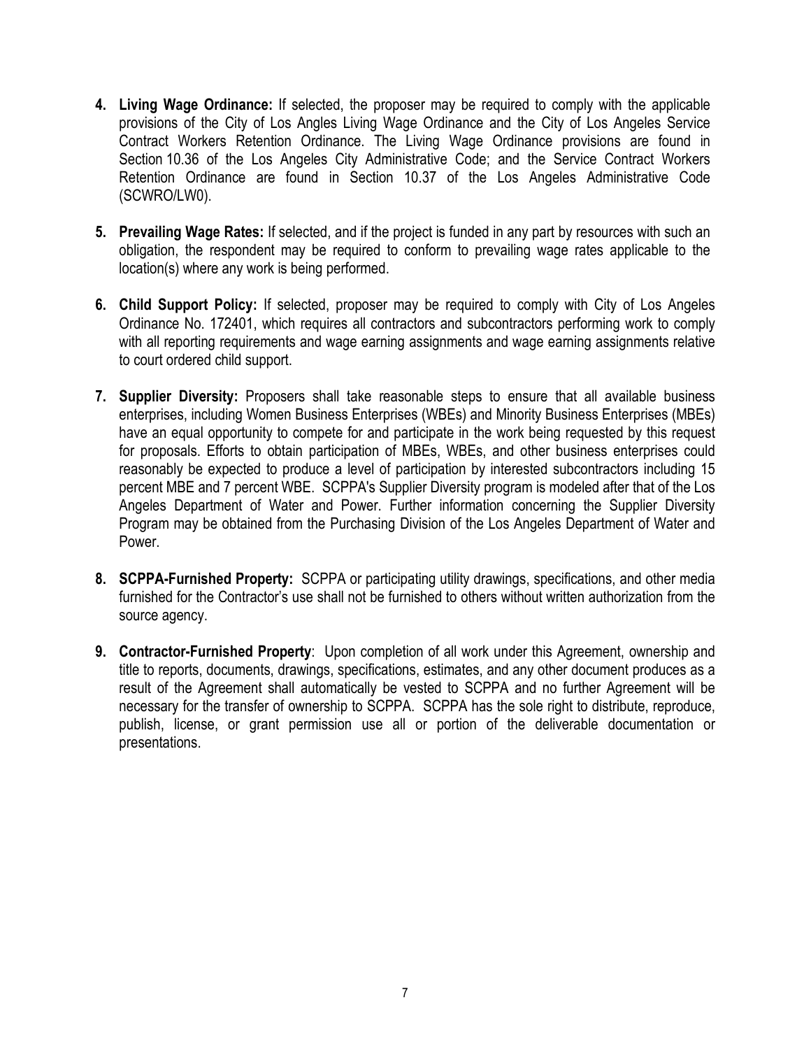4. **Living Wage Ordinance:** If selected, the proposer may be required to comply with the applicable provisions of the City of Los Angles Living Wage Ordinance and the City of Los Angeles Service Contract Workers Retention Ordinance. The Living Wage Ordinance provisions are found in Section 10.36 of the Los Angeles City Administrative Code; and the Service Contract Workers Retention Ordinance are found in Section 10.37 of the Los Angeles Administrative Code (SCWRO/LW0).

5. **Prevailing Wage Rates:** If selected, and if the project is funded in any part by resources with such an obligation, the respondent may be required to conform to prevailing wage rates applicable to the location(s) where any work is being performed.

6. **Child Support Policy:** If selected, proposer may be required to comply with City of Los Angeles Ordinance No. 172401, which requires all contractors and subcontractors performing work to comply with all reporting requirements and wage earning assignments and wage earning assignments relative to court ordered child support.

7. **Supplier Diversity:** Proposers shall take reasonable steps to ensure that all available business enterprises, including Women Business Enterprises (WBEs) and Minority Business Enterprises (MBEs) have an equal opportunity to compete for and participate in the work being requested by this request for proposals. Efforts to obtain participation of MBEs, WBEs, and other business enterprises could reasonably be expected to produce a level of participation by interested subcontractors including 15 percent MBE and 7 percent WBE. SCPPA's Supplier Diversity program is modeled after that of the Los Angeles Department of Water and Power. Further information concerning the Supplier Diversity Program may be obtained from the Purchasing Division of the Los Angeles Department of Water and Power.

8. **SCPPA-Furnished Property:** SCPPA or participating utility drawings, specifications, and other media furnished for the Contractor's use shall not be furnished to others without written authorization from the source agency.

9. **Contractor-Furnished Property**: Upon completion of all work under this Agreement, ownership and title to reports, documents, drawings, specifications, estimates, and any other document produces as a result of the Agreement shall automatically be vested to SCPPA and no further Agreement will be necessary for the transfer of ownership to SCPPA. SCPPA has the sole right to distribute, reproduce, publish, license, or grant permission use all or portion of the deliverable documentation or presentations.